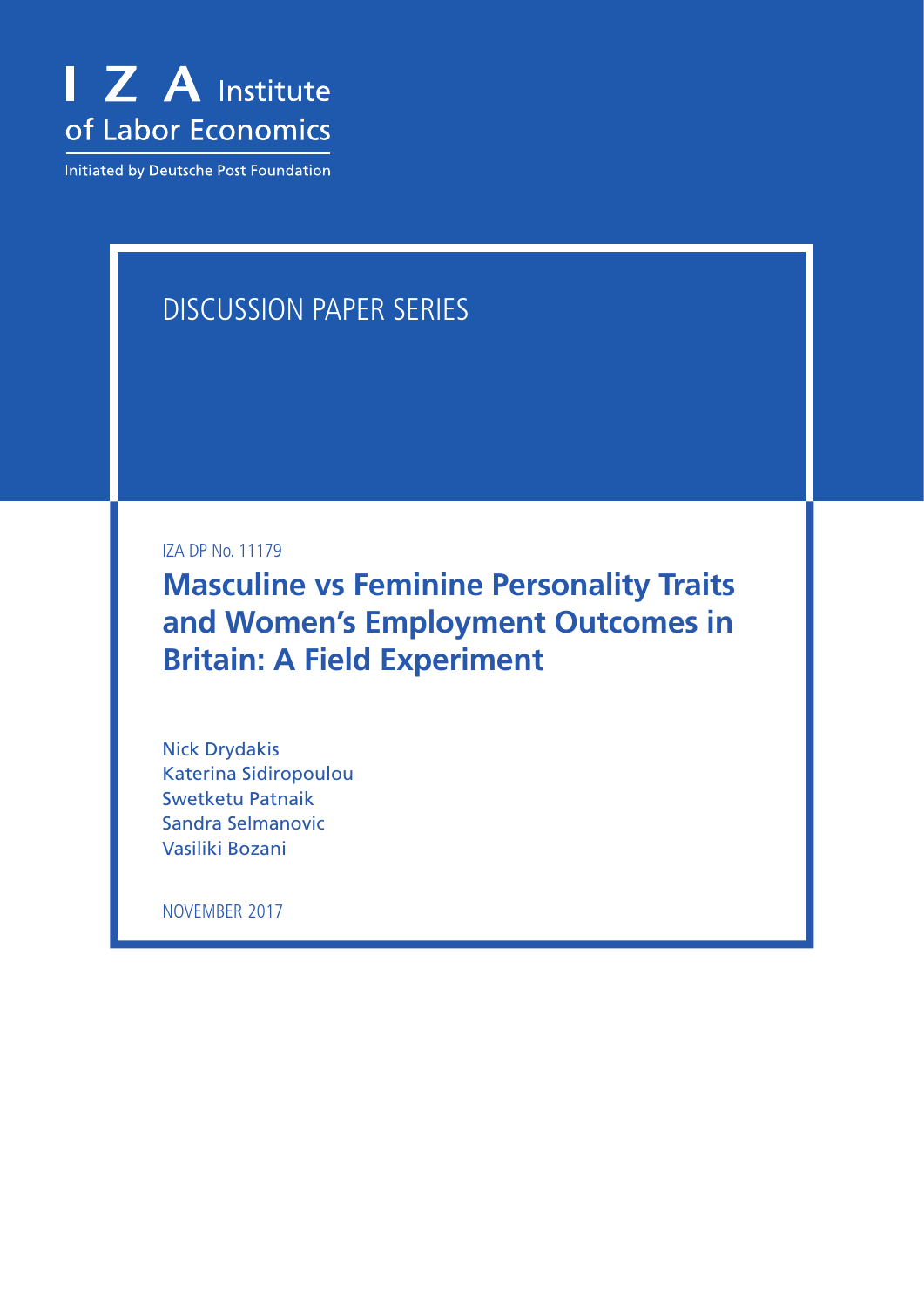I Z A Institute of Labor Economics

Initiated by Deutsche Post Foundation

DISCUSSION PAPER SERIES

IZA DP No. 11179

# Masculine vs Feminine Personality Traits and Women's Employment Outcomes in Britain: A Field Experiment

Nick Drydakis
Katerina Sidiropoulou
Swetketu Patnaik
Sandra Selmanovic
Vasiliki Bozani

NOVEMBER 2017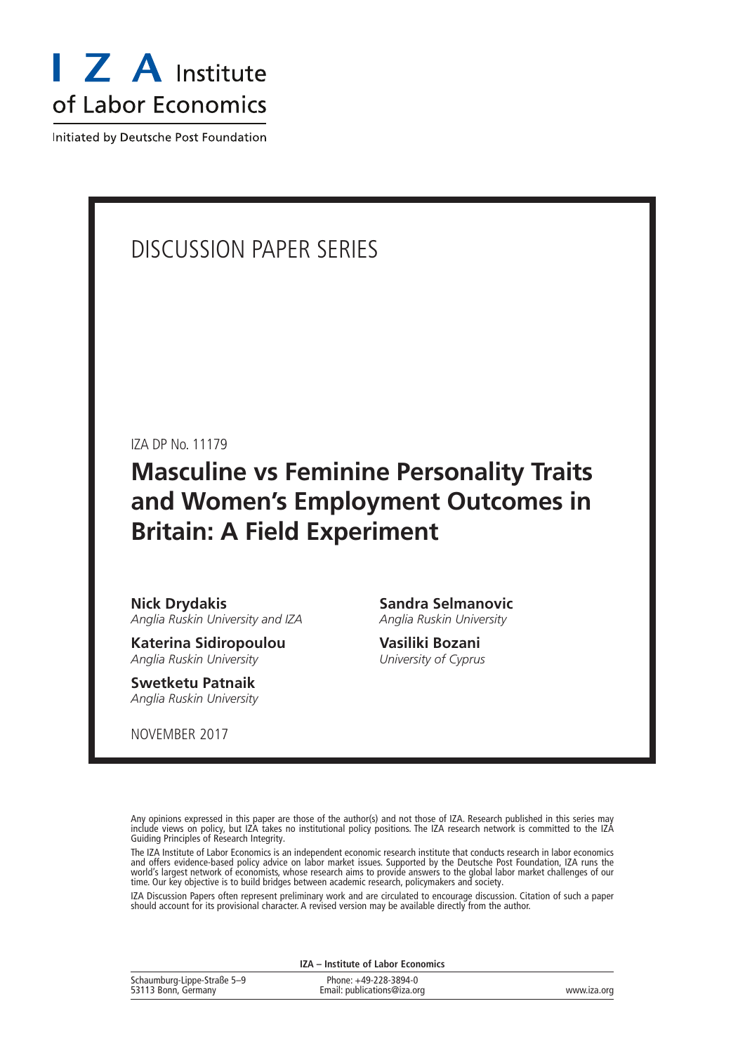# I Z A Institute of Labor Economics

Initiated by Deutsche Post Foundation

DISCUSSION PAPER SERIES

IZA DP No. 11179

# Masculine vs Feminine Personality Traits and Women's Employment Outcomes in Britain: A Field Experiment

**Nick Drydakis**
*Anglia Ruskin University and IZA*

**Katerina Sidiropoulou**
*Anglia Ruskin University*

**Swetketu Patnaik**
*Anglia Ruskin University*

**Sandra Selmanovic**
*Anglia Ruskin University*

**Vasiliki Bozani**
*University of Cyprus*

NOVEMBER 2017

Any opinions expressed in this paper are those of the author(s) and not those of IZA. Research published in this series may include views on policy, but IZA takes no institutional policy positions. The IZA research network is committed to the IZA Guiding Principles of Research Integrity.

The IZA Institute of Labor Economics is an independent economic research institute that conducts research in labor economics and offers evidence-based policy advice on labor market issues. Supported by the Deutsche Post Foundation, IZA runs the world's largest network of economists, whose research aims to provide answers to the global labor market challenges of our time. Our key objective is to build bridges between academic research, policymakers and society.

IZA Discussion Papers often represent preliminary work and are circulated to encourage discussion. Citation of such a paper should account for its provisional character. A revised version may be available directly from the author.

**IZA – Institute of Labor Economics**

Schaumburg-Lippe-Straße 5–9
53113 Bonn, Germany

Phone: +49-228-3894-0
Email: publications@iza.org

www.iza.org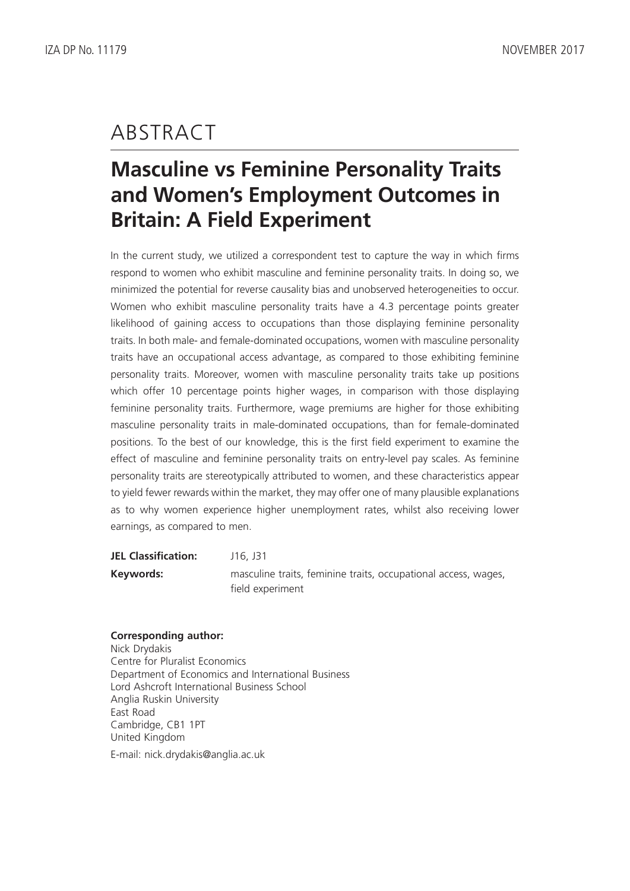# ABSTRACT

## Masculine vs Feminine Personality Traits and Women's Employment Outcomes in Britain: A Field Experiment

In the current study, we utilized a correspondent test to capture the way in which firms respond to women who exhibit masculine and feminine personality traits. In doing so, we minimized the potential for reverse causality bias and unobserved heterogeneities to occur. Women who exhibit masculine personality traits have a 4.3 percentage points greater likelihood of gaining access to occupations than those displaying feminine personality traits. In both male- and female-dominated occupations, women with masculine personality traits have an occupational access advantage, as compared to those exhibiting feminine personality traits. Moreover, women with masculine personality traits take up positions which offer 10 percentage points higher wages, in comparison with those displaying feminine personality traits. Furthermore, wage premiums are higher for those exhibiting masculine personality traits in male-dominated occupations, than for female-dominated positions. To the best of our knowledge, this is the first field experiment to examine the effect of masculine and feminine personality traits on entry-level pay scales. As feminine personality traits are stereotypically attributed to women, and these characteristics appear to yield fewer rewards within the market, they may offer one of many plausible explanations as to why women experience higher unemployment rates, whilst also receiving lower earnings, as compared to men.

**JEL Classification:** J16, J31

**Keywords:** masculine traits, feminine traits, occupational access, wages, field experiment

**Corresponding author:**
Nick Drydakis
Centre for Pluralist Economics
Department of Economics and International Business
Lord Ashcroft International Business School
Anglia Ruskin University
East Road
Cambridge, CB1 1PT
United Kingdom

E-mail: nick.drydakis@anglia.ac.uk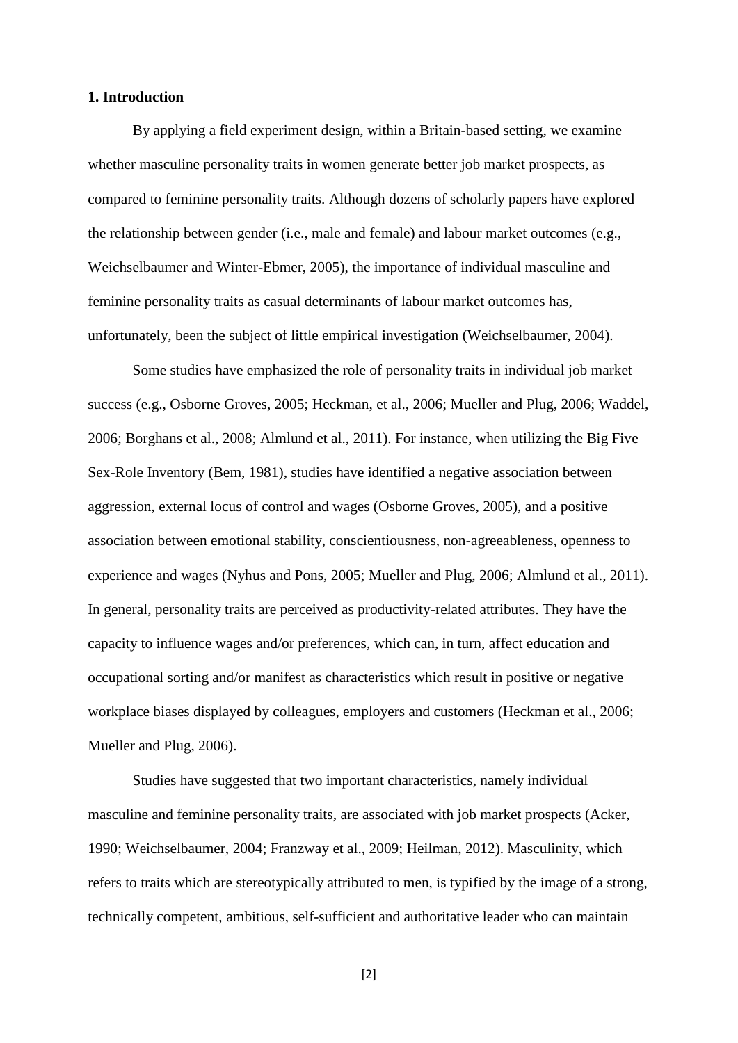**1. Introduction**

By applying a field experiment design, within a Britain-based setting, we examine whether masculine personality traits in women generate better job market prospects, as compared to feminine personality traits. Although dozens of scholarly papers have explored the relationship between gender (i.e., male and female) and labour market outcomes (e.g., Weichselbaumer and Winter-Ebmer, 2005), the importance of individual masculine and feminine personality traits as casual determinants of labour market outcomes has, unfortunately, been the subject of little empirical investigation (Weichselbaumer, 2004).

Some studies have emphasized the role of personality traits in individual job market success (e.g., Osborne Groves, 2005; Heckman, et al., 2006; Mueller and Plug, 2006; Waddel, 2006; Borghans et al., 2008; Almlund et al., 2011). For instance, when utilizing the Big Five Sex-Role Inventory (Bem, 1981), studies have identified a negative association between aggression, external locus of control and wages (Osborne Groves, 2005), and a positive association between emotional stability, conscientiousness, non-agreeableness, openness to experience and wages (Nyhus and Pons, 2005; Mueller and Plug, 2006; Almlund et al., 2011). In general, personality traits are perceived as productivity-related attributes. They have the capacity to influence wages and/or preferences, which can, in turn, affect education and occupational sorting and/or manifest as characteristics which result in positive or negative workplace biases displayed by colleagues, employers and customers (Heckman et al., 2006; Mueller and Plug, 2006).

Studies have suggested that two important characteristics, namely individual masculine and feminine personality traits, are associated with job market prospects (Acker, 1990; Weichselbaumer, 2004; Franzway et al., 2009; Heilman, 2012). Masculinity, which refers to traits which are stereotypically attributed to men, is typified by the image of a strong, technically competent, ambitious, self-sufficient and authoritative leader who can maintain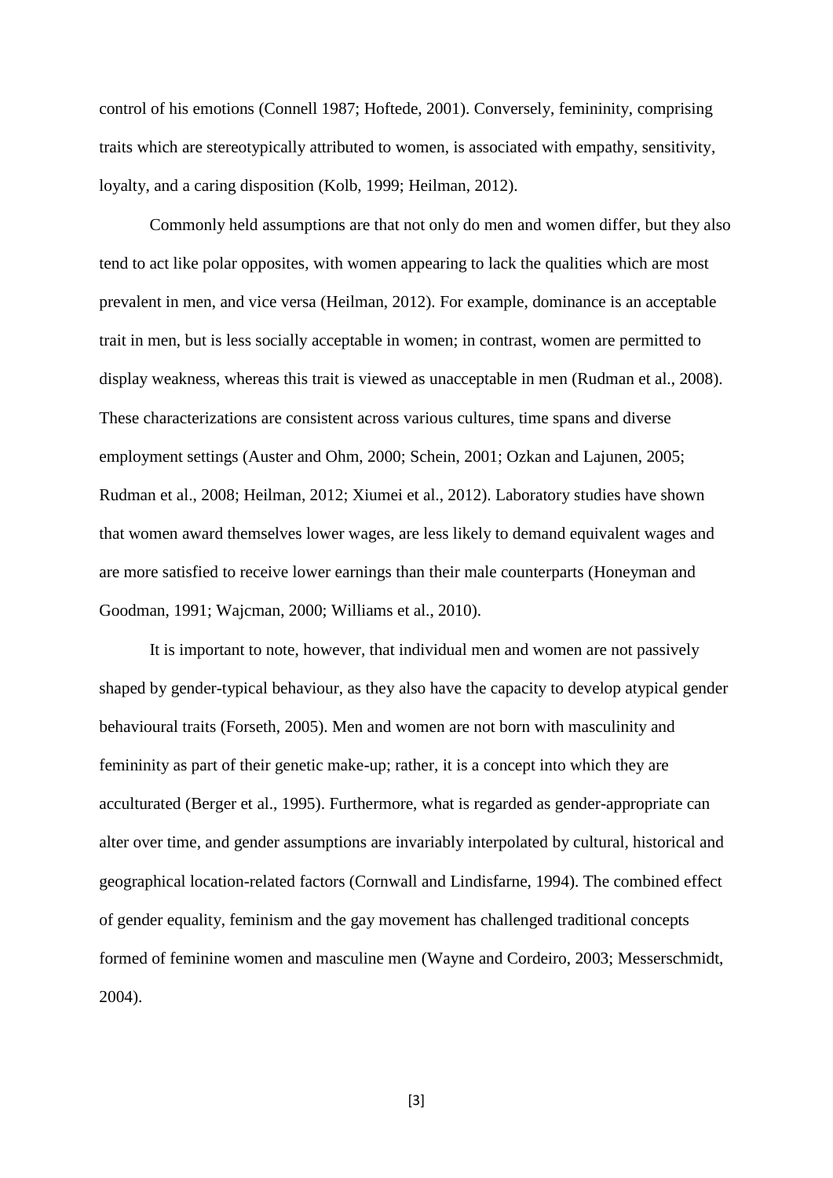control of his emotions (Connell 1987; Hoftede, 2001). Conversely, femininity, comprising traits which are stereotypically attributed to women, is associated with empathy, sensitivity, loyalty, and a caring disposition (Kolb, 1999; Heilman, 2012).

Commonly held assumptions are that not only do men and women differ, but they also tend to act like polar opposites, with women appearing to lack the qualities which are most prevalent in men, and vice versa (Heilman, 2012). For example, dominance is an acceptable trait in men, but is less socially acceptable in women; in contrast, women are permitted to display weakness, whereas this trait is viewed as unacceptable in men (Rudman et al., 2008). These characterizations are consistent across various cultures, time spans and diverse employment settings (Auster and Ohm, 2000; Schein, 2001; Ozkan and Lajunen, 2005; Rudman et al., 2008; Heilman, 2012; Xiumei et al., 2012). Laboratory studies have shown that women award themselves lower wages, are less likely to demand equivalent wages and are more satisfied to receive lower earnings than their male counterparts (Honeyman and Goodman, 1991; Wajcman, 2000; Williams et al., 2010).

It is important to note, however, that individual men and women are not passively shaped by gender-typical behaviour, as they also have the capacity to develop atypical gender behavioural traits (Forseth, 2005). Men and women are not born with masculinity and femininity as part of their genetic make-up; rather, it is a concept into which they are acculturated (Berger et al., 1995). Furthermore, what is regarded as gender-appropriate can alter over time, and gender assumptions are invariably interpolated by cultural, historical and geographical location-related factors (Cornwall and Lindisfarne, 1994). The combined effect of gender equality, feminism and the gay movement has challenged traditional concepts formed of feminine women and masculine men (Wayne and Cordeiro, 2003; Messerschmidt, 2004).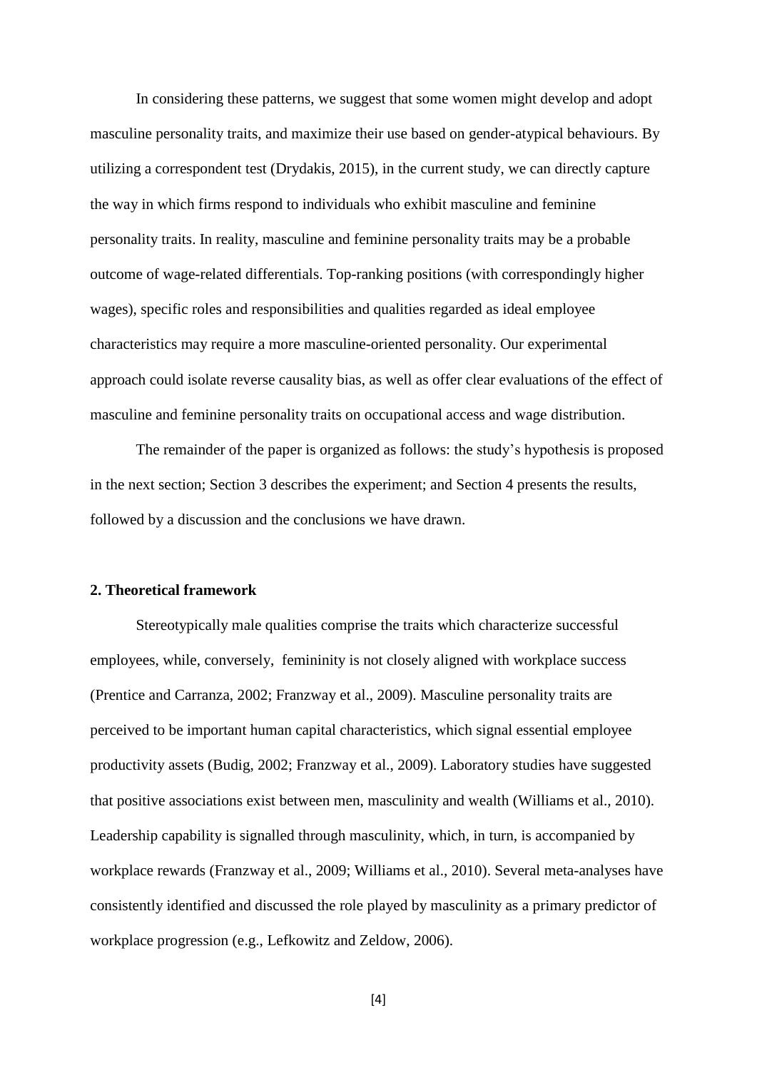In considering these patterns, we suggest that some women might develop and adopt masculine personality traits, and maximize their use based on gender-atypical behaviours. By utilizing a correspondent test (Drydakis, 2015), in the current study, we can directly capture the way in which firms respond to individuals who exhibit masculine and feminine personality traits. In reality, masculine and feminine personality traits may be a probable outcome of wage-related differentials. Top-ranking positions (with correspondingly higher wages), specific roles and responsibilities and qualities regarded as ideal employee characteristics may require a more masculine-oriented personality. Our experimental approach could isolate reverse causality bias, as well as offer clear evaluations of the effect of masculine and feminine personality traits on occupational access and wage distribution.

The remainder of the paper is organized as follows: the study's hypothesis is proposed in the next section; Section 3 describes the experiment; and Section 4 presents the results, followed by a discussion and the conclusions we have drawn.

## 2. Theoretical framework

Stereotypically male qualities comprise the traits which characterize successful employees, while, conversely, femininity is not closely aligned with workplace success (Prentice and Carranza, 2002; Franzway et al., 2009). Masculine personality traits are perceived to be important human capital characteristics, which signal essential employee productivity assets (Budig, 2002; Franzway et al., 2009). Laboratory studies have suggested that positive associations exist between men, masculinity and wealth (Williams et al., 2010). Leadership capability is signalled through masculinity, which, in turn, is accompanied by workplace rewards (Franzway et al., 2009; Williams et al., 2010). Several meta-analyses have consistently identified and discussed the role played by masculinity as a primary predictor of workplace progression (e.g., Lefkowitz and Zeldow, 2006).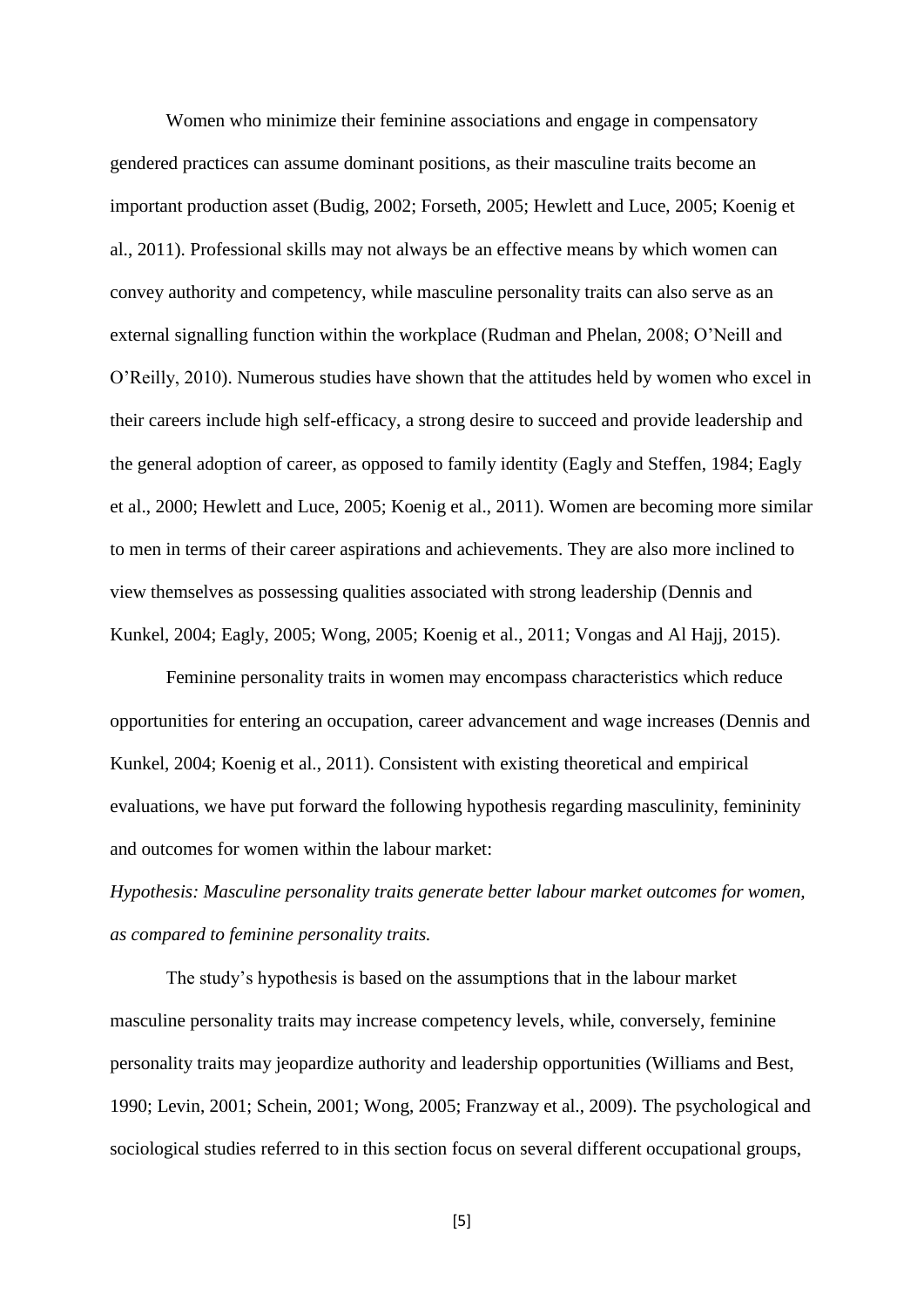Women who minimize their feminine associations and engage in compensatory gendered practices can assume dominant positions, as their masculine traits become an important production asset (Budig, 2002; Forseth, 2005; Hewlett and Luce, 2005; Koenig et al., 2011). Professional skills may not always be an effective means by which women can convey authority and competency, while masculine personality traits can also serve as an external signalling function within the workplace (Rudman and Phelan, 2008; O'Neill and O'Reilly, 2010). Numerous studies have shown that the attitudes held by women who excel in their careers include high self-efficacy, a strong desire to succeed and provide leadership and the general adoption of career, as opposed to family identity (Eagly and Steffen, 1984; Eagly et al., 2000; Hewlett and Luce, 2005; Koenig et al., 2011). Women are becoming more similar to men in terms of their career aspirations and achievements. They are also more inclined to view themselves as possessing qualities associated with strong leadership (Dennis and Kunkel, 2004; Eagly, 2005; Wong, 2005; Koenig et al., 2011; Vongas and Al Hajj, 2015).

Feminine personality traits in women may encompass characteristics which reduce opportunities for entering an occupation, career advancement and wage increases (Dennis and Kunkel, 2004; Koenig et al., 2011). Consistent with existing theoretical and empirical evaluations, we have put forward the following hypothesis regarding masculinity, femininity and outcomes for women within the labour market:

*Hypothesis: Masculine personality traits generate better labour market outcomes for women, as compared to feminine personality traits.*

The study's hypothesis is based on the assumptions that in the labour market masculine personality traits may increase competency levels, while, conversely, feminine personality traits may jeopardize authority and leadership opportunities (Williams and Best, 1990; Levin, 2001; Schein, 2001; Wong, 2005; Franzway et al., 2009). The psychological and sociological studies referred to in this section focus on several different occupational groups,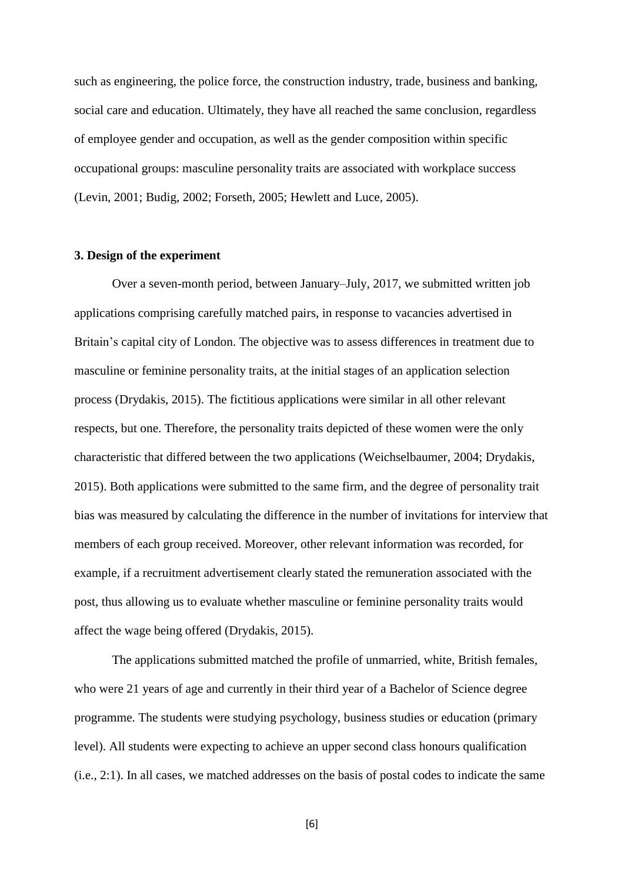such as engineering, the police force, the construction industry, trade, business and banking, social care and education. Ultimately, they have all reached the same conclusion, regardless of employee gender and occupation, as well as the gender composition within specific occupational groups: masculine personality traits are associated with workplace success (Levin, 2001; Budig, 2002; Forseth, 2005; Hewlett and Luce, 2005).

### 3. Design of the experiment

Over a seven-month period, between January–July, 2017, we submitted written job applications comprising carefully matched pairs, in response to vacancies advertised in Britain's capital city of London. The objective was to assess differences in treatment due to masculine or feminine personality traits, at the initial stages of an application selection process (Drydakis, 2015). The fictitious applications were similar in all other relevant respects, but one. Therefore, the personality traits depicted of these women were the only characteristic that differed between the two applications (Weichselbaumer, 2004; Drydakis, 2015). Both applications were submitted to the same firm, and the degree of personality trait bias was measured by calculating the difference in the number of invitations for interview that members of each group received. Moreover, other relevant information was recorded, for example, if a recruitment advertisement clearly stated the remuneration associated with the post, thus allowing us to evaluate whether masculine or feminine personality traits would affect the wage being offered (Drydakis, 2015).

The applications submitted matched the profile of unmarried, white, British females, who were 21 years of age and currently in their third year of a Bachelor of Science degree programme. The students were studying psychology, business studies or education (primary level). All students were expecting to achieve an upper second class honours qualification (i.e., 2:1). In all cases, we matched addresses on the basis of postal codes to indicate the same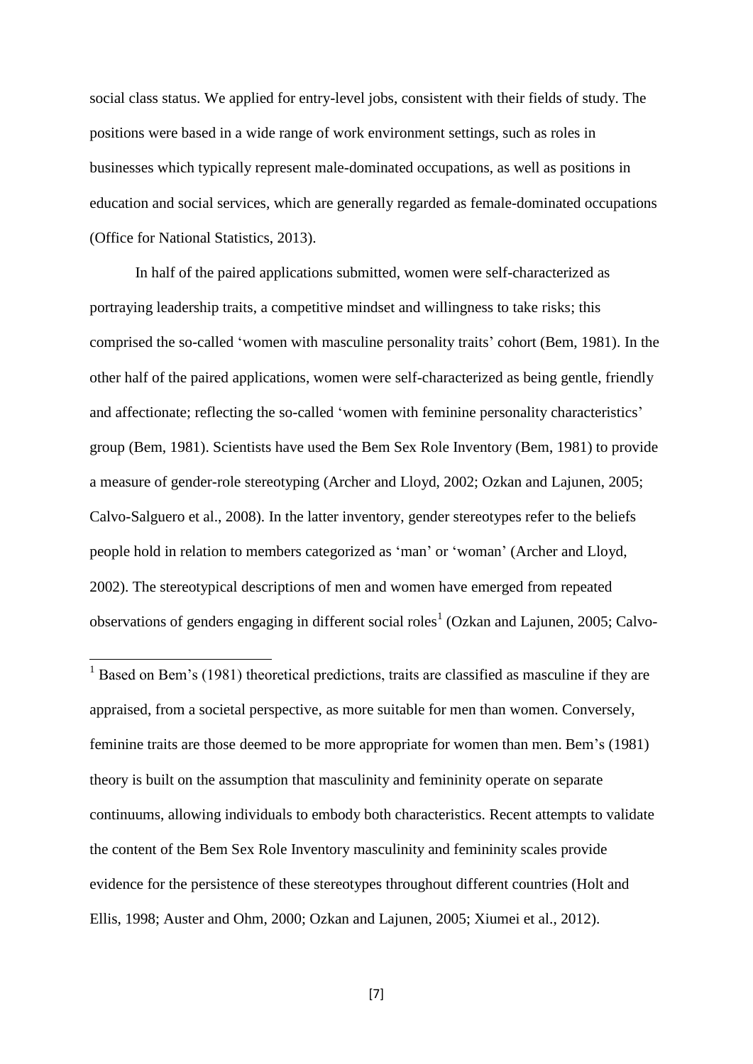social class status. We applied for entry-level jobs, consistent with their fields of study. The positions were based in a wide range of work environment settings, such as roles in businesses which typically represent male-dominated occupations, as well as positions in education and social services, which are generally regarded as female-dominated occupations (Office for National Statistics, 2013).

In half of the paired applications submitted, women were self-characterized as portraying leadership traits, a competitive mindset and willingness to take risks; this comprised the so-called 'women with masculine personality traits' cohort (Bem, 1981). In the other half of the paired applications, women were self-characterized as being gentle, friendly and affectionate; reflecting the so-called 'women with feminine personality characteristics' group (Bem, 1981). Scientists have used the Bem Sex Role Inventory (Bem, 1981) to provide a measure of gender-role stereotyping (Archer and Lloyd, 2002; Ozkan and Lajunen, 2005; Calvo-Salguero et al., 2008). In the latter inventory, gender stereotypes refer to the beliefs people hold in relation to members categorized as 'man' or 'woman' (Archer and Lloyd, 2002). The stereotypical descriptions of men and women have emerged from repeated observations of genders engaging in different social roles[1] (Ozkan and Lajunen, 2005; Calvo-

[1] Based on Bem's (1981) theoretical predictions, traits are classified as masculine if they are appraised, from a societal perspective, as more suitable for men than women. Conversely, feminine traits are those deemed to be more appropriate for women than men. Bem's (1981) theory is built on the assumption that masculinity and femininity operate on separate continuums, allowing individuals to embody both characteristics. Recent attempts to validate the content of the Bem Sex Role Inventory masculinity and femininity scales provide evidence for the persistence of these stereotypes throughout different countries (Holt and Ellis, 1998; Auster and Ohm, 2000; Ozkan and Lajunen, 2005; Xiumei et al., 2012).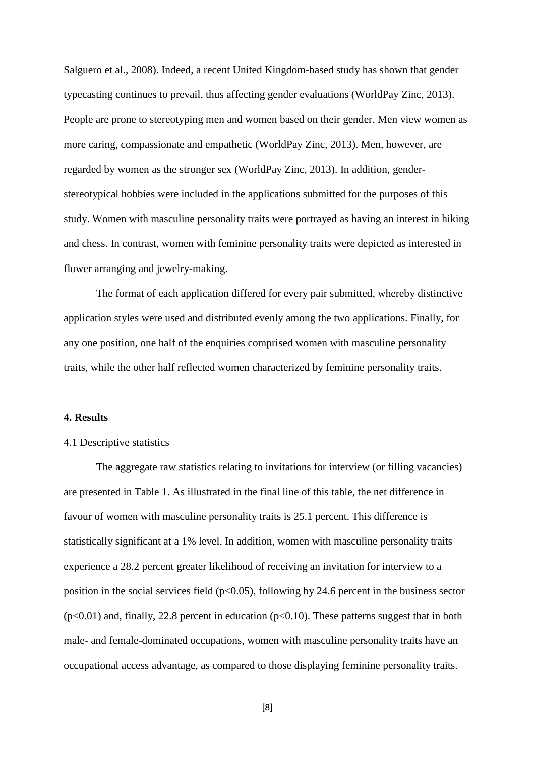Salguero et al., 2008). Indeed, a recent United Kingdom-based study has shown that gender typecasting continues to prevail, thus affecting gender evaluations (WorldPay Zinc, 2013). People are prone to stereotyping men and women based on their gender. Men view women as more caring, compassionate and empathetic (WorldPay Zinc, 2013). Men, however, are regarded by women as the stronger sex (WorldPay Zinc, 2013). In addition, gender-stereotypical hobbies were included in the applications submitted for the purposes of this study. Women with masculine personality traits were portrayed as having an interest in hiking and chess. In contrast, women with feminine personality traits were depicted as interested in flower arranging and jewelry-making.

The format of each application differed for every pair submitted, whereby distinctive application styles were used and distributed evenly among the two applications. Finally, for any one position, one half of the enquiries comprised women with masculine personality traits, while the other half reflected women characterized by feminine personality traits.

## 4. Results

### 4.1 Descriptive statistics

The aggregate raw statistics relating to invitations for interview (or filling vacancies) are presented in Table 1. As illustrated in the final line of this table, the net difference in favour of women with masculine personality traits is 25.1 percent. This difference is statistically significant at a 1% level. In addition, women with masculine personality traits experience a 28.2 percent greater likelihood of receiving an invitation for interview to a position in the social services field ($p<0.05$), following by 24.6 percent in the business sector ($p<0.01$) and, finally, 22.8 percent in education ($p<0.10$). These patterns suggest that in both male- and female-dominated occupations, women with masculine personality traits have an occupational access advantage, as compared to those displaying feminine personality traits.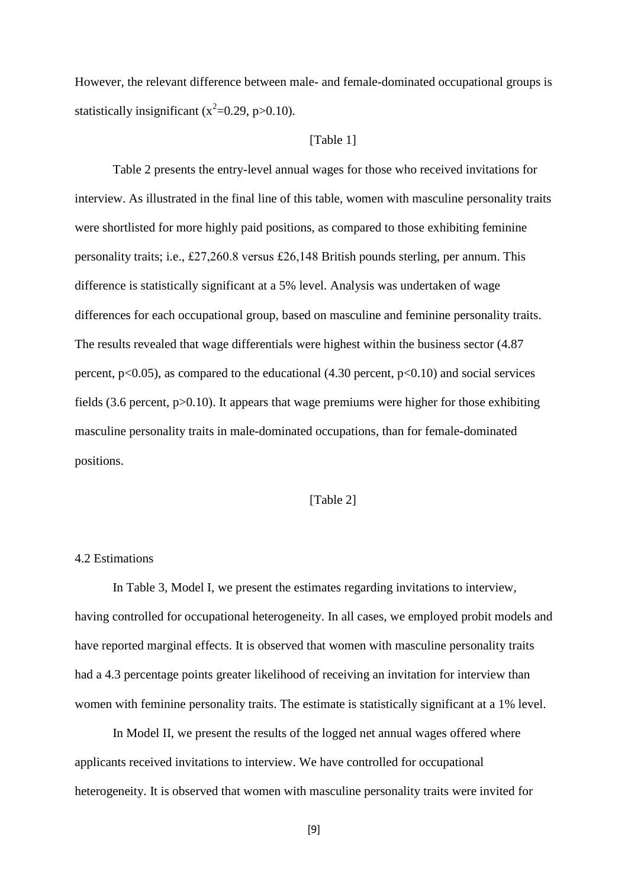However, the relevant difference between male- and female-dominated occupational groups is statistically insignificant ($x^2$=0.29, p>0.10).

[Table 1]

Table 2 presents the entry-level annual wages for those who received invitations for interview. As illustrated in the final line of this table, women with masculine personality traits were shortlisted for more highly paid positions, as compared to those exhibiting feminine personality traits; i.e., £27,260.8 versus £26,148 British pounds sterling, per annum. This difference is statistically significant at a 5% level. Analysis was undertaken of wage differences for each occupational group, based on masculine and feminine personality traits. The results revealed that wage differentials were highest within the business sector (4.87 percent, p<0.05), as compared to the educational (4.30 percent, p<0.10) and social services fields (3.6 percent, p>0.10). It appears that wage premiums were higher for those exhibiting masculine personality traits in male-dominated occupations, than for female-dominated positions.

[Table 2]

4.2 Estimations

In Table 3, Model I, we present the estimates regarding invitations to interview, having controlled for occupational heterogeneity. In all cases, we employed probit models and have reported marginal effects. It is observed that women with masculine personality traits had a 4.3 percentage points greater likelihood of receiving an invitation for interview than women with feminine personality traits. The estimate is statistically significant at a 1% level.

In Model II, we present the results of the logged net annual wages offered where applicants received invitations to interview. We have controlled for occupational heterogeneity. It is observed that women with masculine personality traits were invited for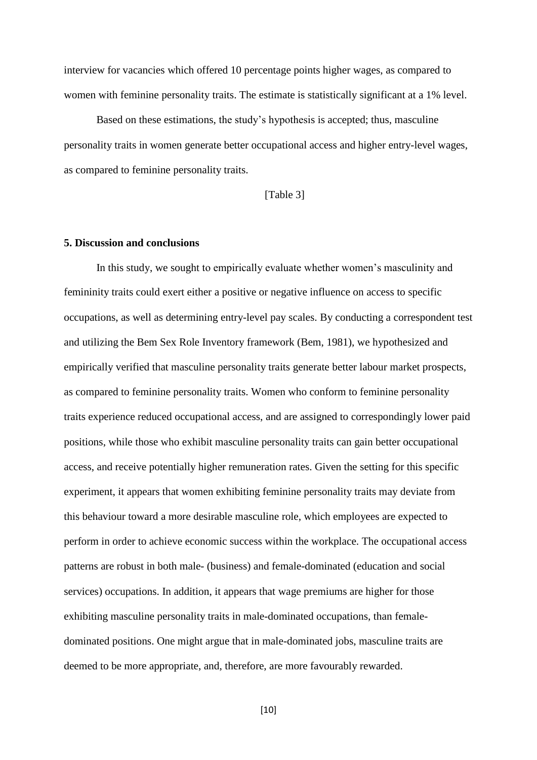interview for vacancies which offered 10 percentage points higher wages, as compared to women with feminine personality traits. The estimate is statistically significant at a 1% level.

Based on these estimations, the study's hypothesis is accepted; thus, masculine personality traits in women generate better occupational access and higher entry-level wages, as compared to feminine personality traits.

[Table 3]

### 5. Discussion and conclusions

In this study, we sought to empirically evaluate whether women's masculinity and femininity traits could exert either a positive or negative influence on access to specific occupations, as well as determining entry-level pay scales. By conducting a correspondent test and utilizing the Bem Sex Role Inventory framework (Bem, 1981), we hypothesized and empirically verified that masculine personality traits generate better labour market prospects, as compared to feminine personality traits. Women who conform to feminine personality traits experience reduced occupational access, and are assigned to correspondingly lower paid positions, while those who exhibit masculine personality traits can gain better occupational access, and receive potentially higher remuneration rates. Given the setting for this specific experiment, it appears that women exhibiting feminine personality traits may deviate from this behaviour toward a more desirable masculine role, which employees are expected to perform in order to achieve economic success within the workplace. The occupational access patterns are robust in both male- (business) and female-dominated (education and social services) occupations. In addition, it appears that wage premiums are higher for those exhibiting masculine personality traits in male-dominated occupations, than female-dominated positions. One might argue that in male-dominated jobs, masculine traits are deemed to be more appropriate, and, therefore, are more favourably rewarded.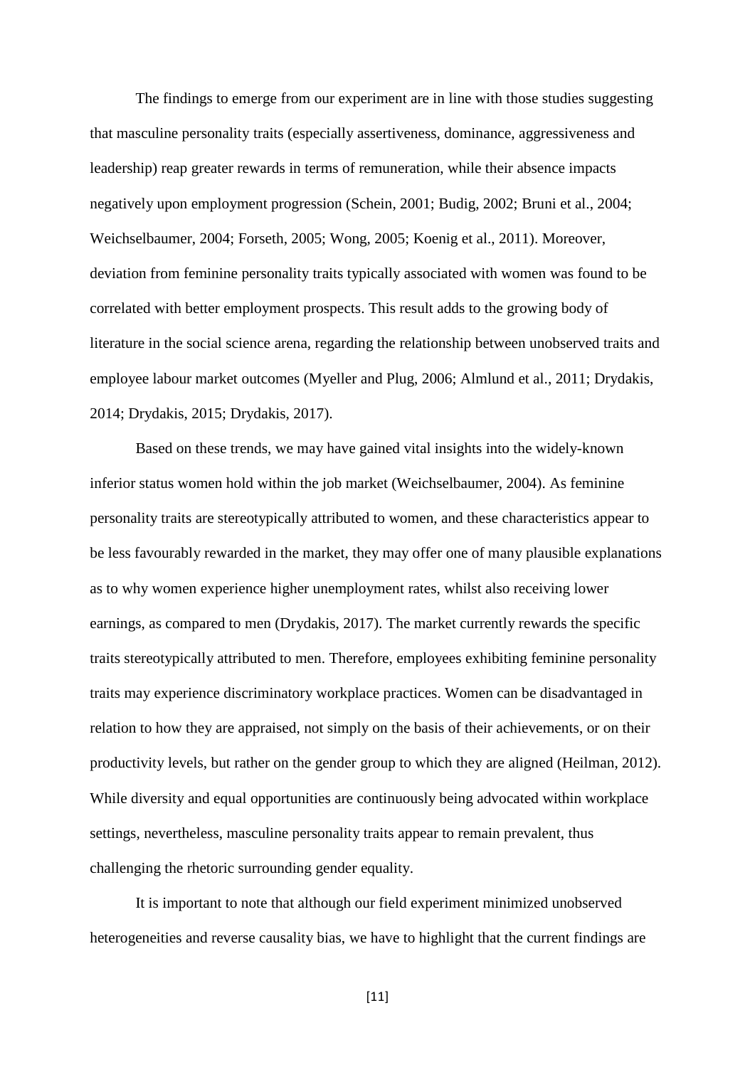The findings to emerge from our experiment are in line with those studies suggesting that masculine personality traits (especially assertiveness, dominance, aggressiveness and leadership) reap greater rewards in terms of remuneration, while their absence impacts negatively upon employment progression (Schein, 2001; Budig, 2002; Bruni et al., 2004; Weichselbaumer, 2004; Forseth, 2005; Wong, 2005; Koenig et al., 2011). Moreover, deviation from feminine personality traits typically associated with women was found to be correlated with better employment prospects. This result adds to the growing body of literature in the social science arena, regarding the relationship between unobserved traits and employee labour market outcomes (Myeller and Plug, 2006; Almlund et al., 2011; Drydakis, 2014; Drydakis, 2015; Drydakis, 2017).

Based on these trends, we may have gained vital insights into the widely-known inferior status women hold within the job market (Weichselbaumer, 2004). As feminine personality traits are stereotypically attributed to women, and these characteristics appear to be less favourably rewarded in the market, they may offer one of many plausible explanations as to why women experience higher unemployment rates, whilst also receiving lower earnings, as compared to men (Drydakis, 2017). The market currently rewards the specific traits stereotypically attributed to men. Therefore, employees exhibiting feminine personality traits may experience discriminatory workplace practices. Women can be disadvantaged in relation to how they are appraised, not simply on the basis of their achievements, or on their productivity levels, but rather on the gender group to which they are aligned (Heilman, 2012). While diversity and equal opportunities are continuously being advocated within workplace settings, nevertheless, masculine personality traits appear to remain prevalent, thus challenging the rhetoric surrounding gender equality.

It is important to note that although our field experiment minimized unobserved heterogeneities and reverse causality bias, we have to highlight that the current findings are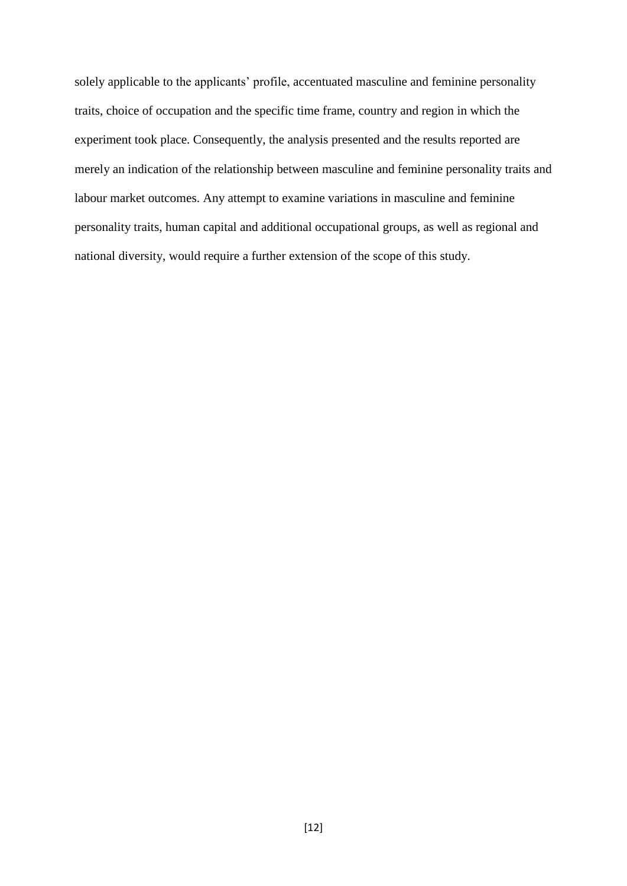solely applicable to the applicants' profile, accentuated masculine and feminine personality traits, choice of occupation and the specific time frame, country and region in which the experiment took place. Consequently, the analysis presented and the results reported are merely an indication of the relationship between masculine and feminine personality traits and labour market outcomes. Any attempt to examine variations in masculine and feminine personality traits, human capital and additional occupational groups, as well as regional and national diversity, would require a further extension of the scope of this study.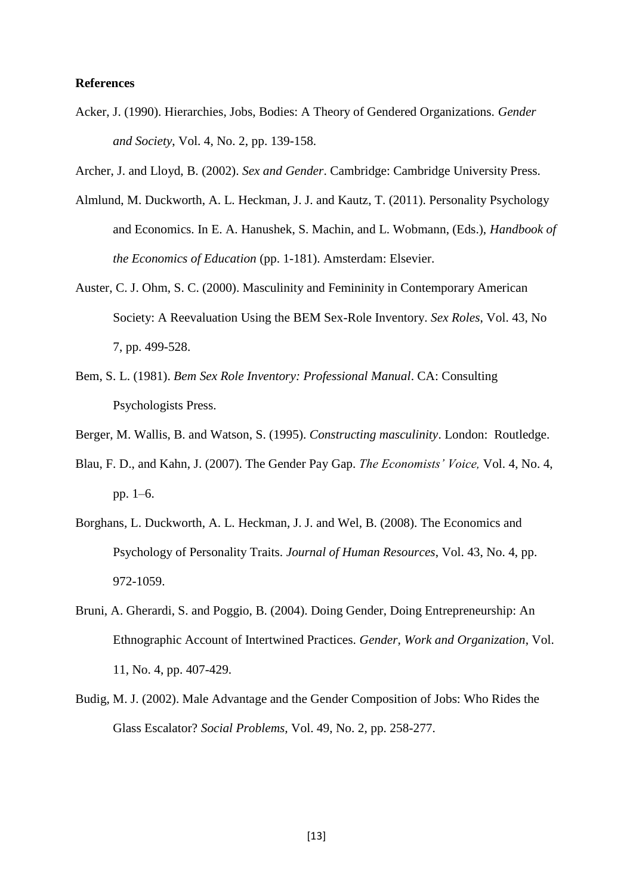**References**

Acker, J. (1990). Hierarchies, Jobs, Bodies: A Theory of Gendered Organizations. *Gender and Society*, Vol. 4, No. 2, pp. 139-158.

Archer, J. and Lloyd, B. (2002). *Sex and Gender*. Cambridge: Cambridge University Press.

Almlund, M. Duckworth, A. L. Heckman, J. J. and Kautz, T. (2011). Personality Psychology and Economics. In E. A. Hanushek, S. Machin, and L. Wobmann, (Eds.), *Handbook of the Economics of Education* (pp. 1-181). Amsterdam: Elsevier.

Auster, C. J. Ohm, S. C. (2000). Masculinity and Femininity in Contemporary American Society: A Reevaluation Using the BEM Sex-Role Inventory. *Sex Roles*, Vol. 43, No 7, pp. 499-528.

Bem, S. L. (1981). *Bem Sex Role Inventory: Professional Manual*. CA: Consulting Psychologists Press.

Berger, M. Wallis, B. and Watson, S. (1995). *Constructing masculinity*. London: Routledge.

Blau, F. D., and Kahn, J. (2007). The Gender Pay Gap. *The Economists' Voice,* Vol. 4, No. 4, pp. 1–6.

Borghans, L. Duckworth, A. L. Heckman, J. J. and Wel, B. (2008). The Economics and Psychology of Personality Traits. *Journal of Human Resources*, Vol. 43, No. 4, pp. 972-1059.

Bruni, A. Gherardi, S. and Poggio, B. (2004). Doing Gender, Doing Entrepreneurship: An Ethnographic Account of Intertwined Practices. *Gender, Work and Organization*, Vol. 11, No. 4, pp. 407-429.

Budig, M. J. (2002). Male Advantage and the Gender Composition of Jobs: Who Rides the Glass Escalator? *Social Problems,* Vol. 49, No. 2, pp. 258-277.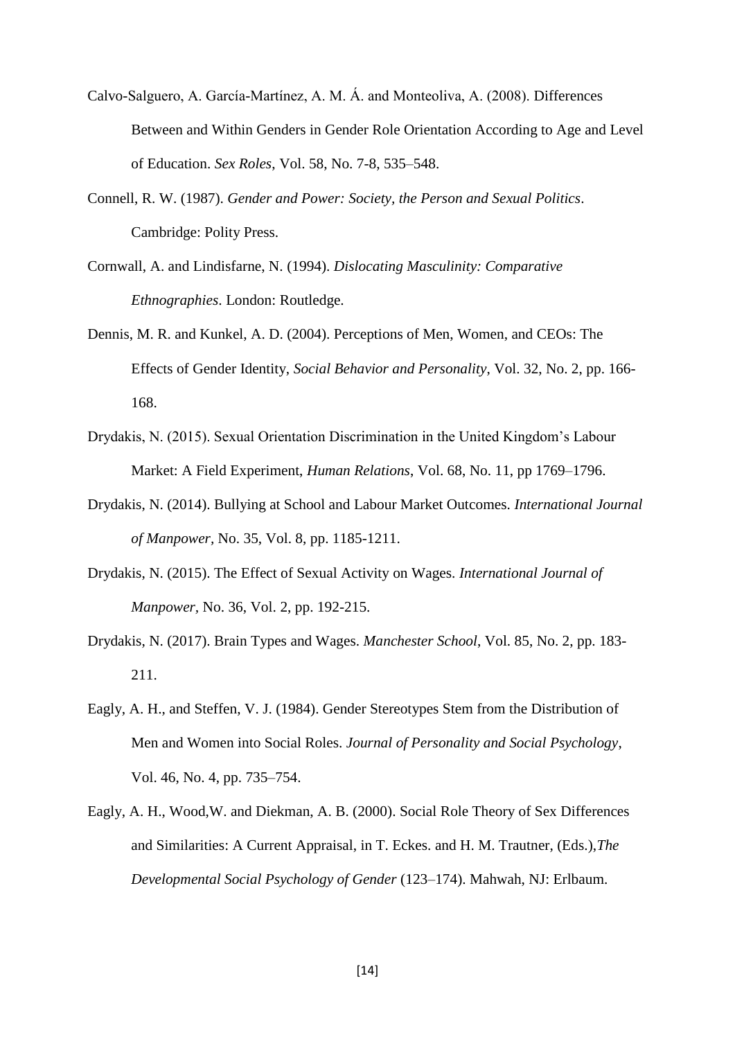Calvo-Salguero, A. García-Martínez, A. M. Á. and Monteoliva, A. (2008). Differences Between and Within Genders in Gender Role Orientation According to Age and Level of Education. *Sex Roles*, Vol. 58, No. 7-8, 535–548.

Connell, R. W. (1987). *Gender and Power: Society, the Person and Sexual Politics*. Cambridge: Polity Press.

Cornwall, A. and Lindisfarne, N. (1994). *Dislocating Masculinity: Comparative Ethnographies*. London: Routledge.

Dennis, M. R. and Kunkel, A. D. (2004). Perceptions of Men, Women, and CEOs: The Effects of Gender Identity, *Social Behavior and Personality*, Vol. 32, No. 2, pp. 166-168.

Drydakis, N. (2015). Sexual Orientation Discrimination in the United Kingdom's Labour Market: A Field Experiment, *Human Relations*, Vol. 68, No. 11, pp 1769–1796.

Drydakis, N. (2014). Bullying at School and Labour Market Outcomes. *International Journal of Manpower*, No. 35, Vol. 8, pp. 1185-1211.

Drydakis, N. (2015). The Effect of Sexual Activity on Wages. *International Journal of Manpower*, No. 36, Vol. 2, pp. 192-215.

Drydakis, N. (2017). Brain Types and Wages. *Manchester School*, Vol. 85, No. 2, pp. 183-211.

Eagly, A. H., and Steffen, V. J. (1984). Gender Stereotypes Stem from the Distribution of Men and Women into Social Roles. *Journal of Personality and Social Psychology*, Vol. 46, No. 4, pp. 735–754.

Eagly, A. H., Wood,W. and Diekman, A. B. (2000). Social Role Theory of Sex Differences and Similarities: A Current Appraisal, in T. Eckes. and H. M. Trautner, (Eds.),*The Developmental Social Psychology of Gender* (123–174). Mahwah, NJ: Erlbaum.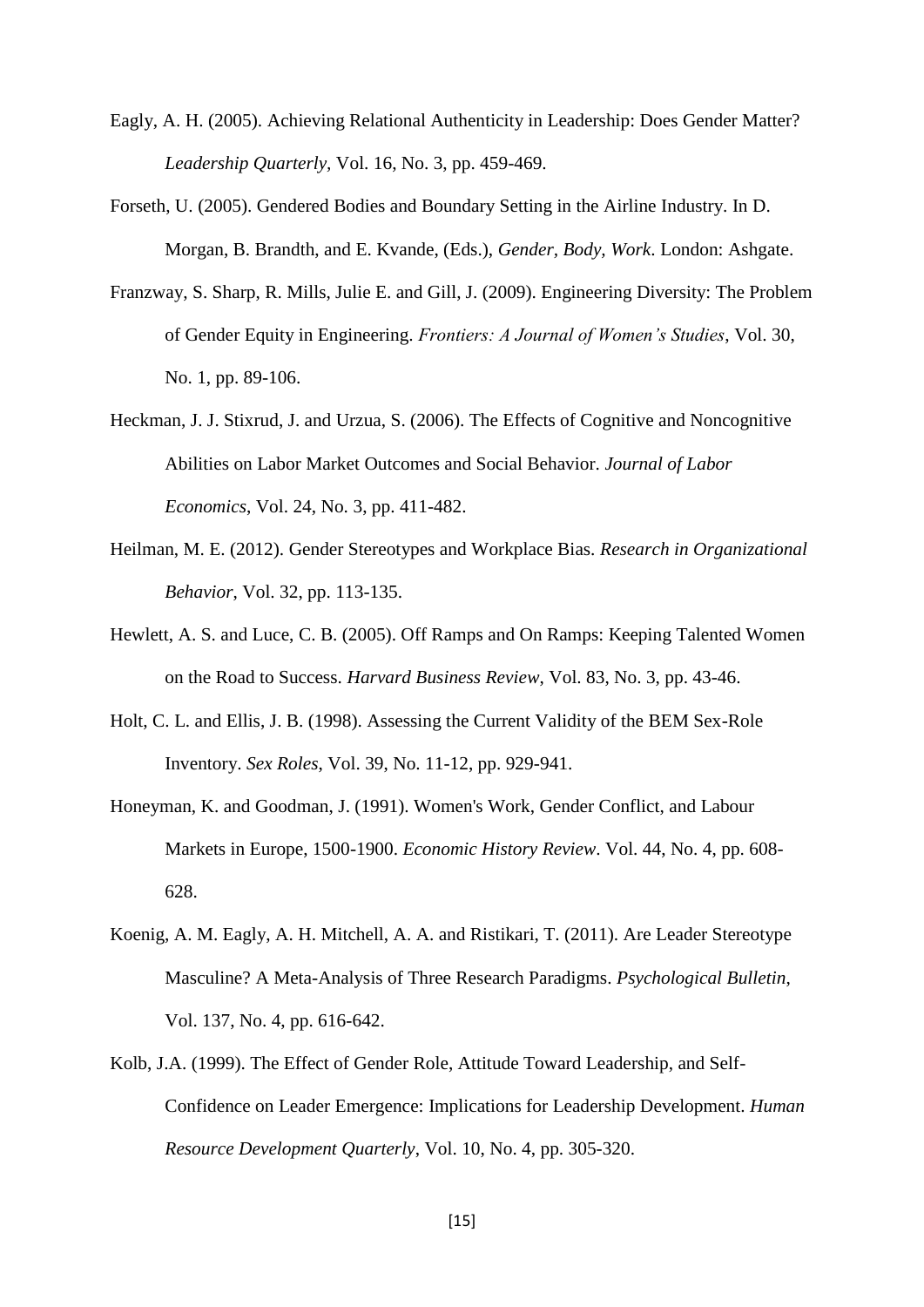Eagly, A. H. (2005). Achieving Relational Authenticity in Leadership: Does Gender Matter? *Leadership Quarterly*, Vol. 16, No. 3, pp. 459-469.

Forseth, U. (2005). Gendered Bodies and Boundary Setting in the Airline Industry. In D. Morgan, B. Brandth, and E. Kvande, (Eds.), *Gender, Body, Work*. London: Ashgate.

Franzway, S. Sharp, R. Mills, Julie E. and Gill, J. (2009). Engineering Diversity: The Problem of Gender Equity in Engineering. *Frontiers: A Journal of Women's Studies*, Vol. 30, No. 1, pp. 89-106.

Heckman, J. J. Stixrud, J. and Urzua, S. (2006). The Effects of Cognitive and Noncognitive Abilities on Labor Market Outcomes and Social Behavior. *Journal of Labor Economics*, Vol. 24, No. 3, pp. 411-482.

Heilman, M. E. (2012). Gender Stereotypes and Workplace Bias. *Research in Organizational Behavior*, Vol. 32, pp. 113-135.

Hewlett, A. S. and Luce, C. B. (2005). Off Ramps and On Ramps: Keeping Talented Women on the Road to Success. *Harvard Business Review*, Vol. 83, No. 3, pp. 43-46.

Holt, C. L. and Ellis, J. B. (1998). Assessing the Current Validity of the BEM Sex-Role Inventory. *Sex Roles*, Vol. 39, No. 11-12, pp. 929-941.

Honeyman, K. and Goodman, J. (1991). Women's Work, Gender Conflict, and Labour Markets in Europe, 1500-1900. *Economic History Review*. Vol. 44, No. 4, pp. 608-628.

Koenig, A. M. Eagly, A. H. Mitchell, A. A. and Ristikari, T. (2011). Are Leader Stereotype Masculine? A Meta-Analysis of Three Research Paradigms. *Psychological Bulletin*, Vol. 137, No. 4, pp. 616-642.

Kolb, J.A. (1999). The Effect of Gender Role, Attitude Toward Leadership, and Self-Confidence on Leader Emergence: Implications for Leadership Development. *Human Resource Development Quarterly*, Vol. 10, No. 4, pp. 305-320.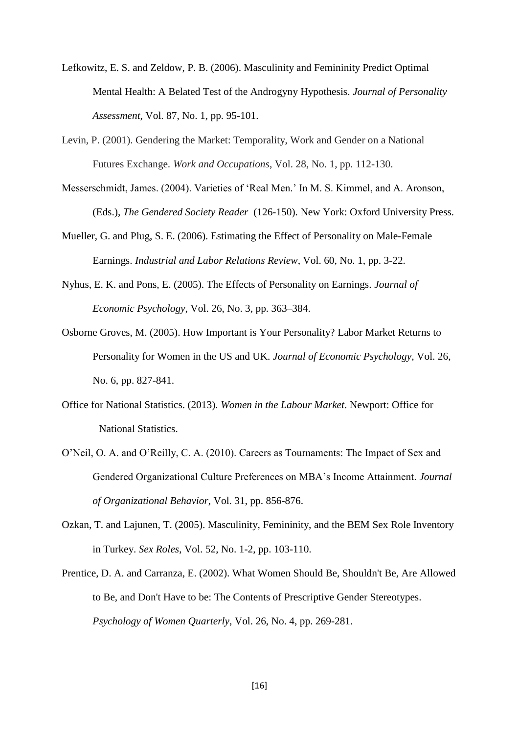Lefkowitz, E. S. and Zeldow, P. B. (2006). Masculinity and Femininity Predict Optimal Mental Health: A Belated Test of the Androgyny Hypothesis. *Journal of Personality Assessment*, Vol. 87, No. 1, pp. 95-101.

Levin, P. (2001). Gendering the Market: Temporality, Work and Gender on a National Futures Exchange. *Work and Occupations*, Vol. 28, No. 1, pp. 112-130.

Messerschmidt, James. (2004). Varieties of 'Real Men.' In M. S. Kimmel, and A. Aronson, (Eds.), *The Gendered Society Reader* (126-150). New York: Oxford University Press.

Mueller, G. and Plug, S. E. (2006). Estimating the Effect of Personality on Male-Female Earnings. *Industrial and Labor Relations Review*, Vol. 60, No. 1, pp. 3-22.

Nyhus, E. K. and Pons, E. (2005). The Effects of Personality on Earnings. *Journal of Economic Psychology*, Vol. 26, No. 3, pp. 363–384.

Osborne Groves, M. (2005). How Important is Your Personality? Labor Market Returns to Personality for Women in the US and UK. *Journal of Economic Psychology*, Vol. 26, No. 6, pp. 827-841.

Office for National Statistics. (2013). *Women in the Labour Market*. Newport: Office for National Statistics.

O'Neil, O. A. and O'Reilly, C. A. (2010). Careers as Tournaments: The Impact of Sex and Gendered Organizational Culture Preferences on MBA's Income Attainment. *Journal of Organizational Behavior*, Vol. 31, pp. 856-876.

Ozkan, T. and Lajunen, T. (2005). Masculinity, Femininity, and the BEM Sex Role Inventory in Turkey. *Sex Roles*, Vol. 52, No. 1-2, pp. 103-110.

Prentice, D. A. and Carranza, E. (2002). What Women Should Be, Shouldn't Be, Are Allowed to Be, and Don't Have to be: The Contents of Prescriptive Gender Stereotypes. *Psychology of Women Quarterly*, Vol. 26, No. 4, pp. 269-281.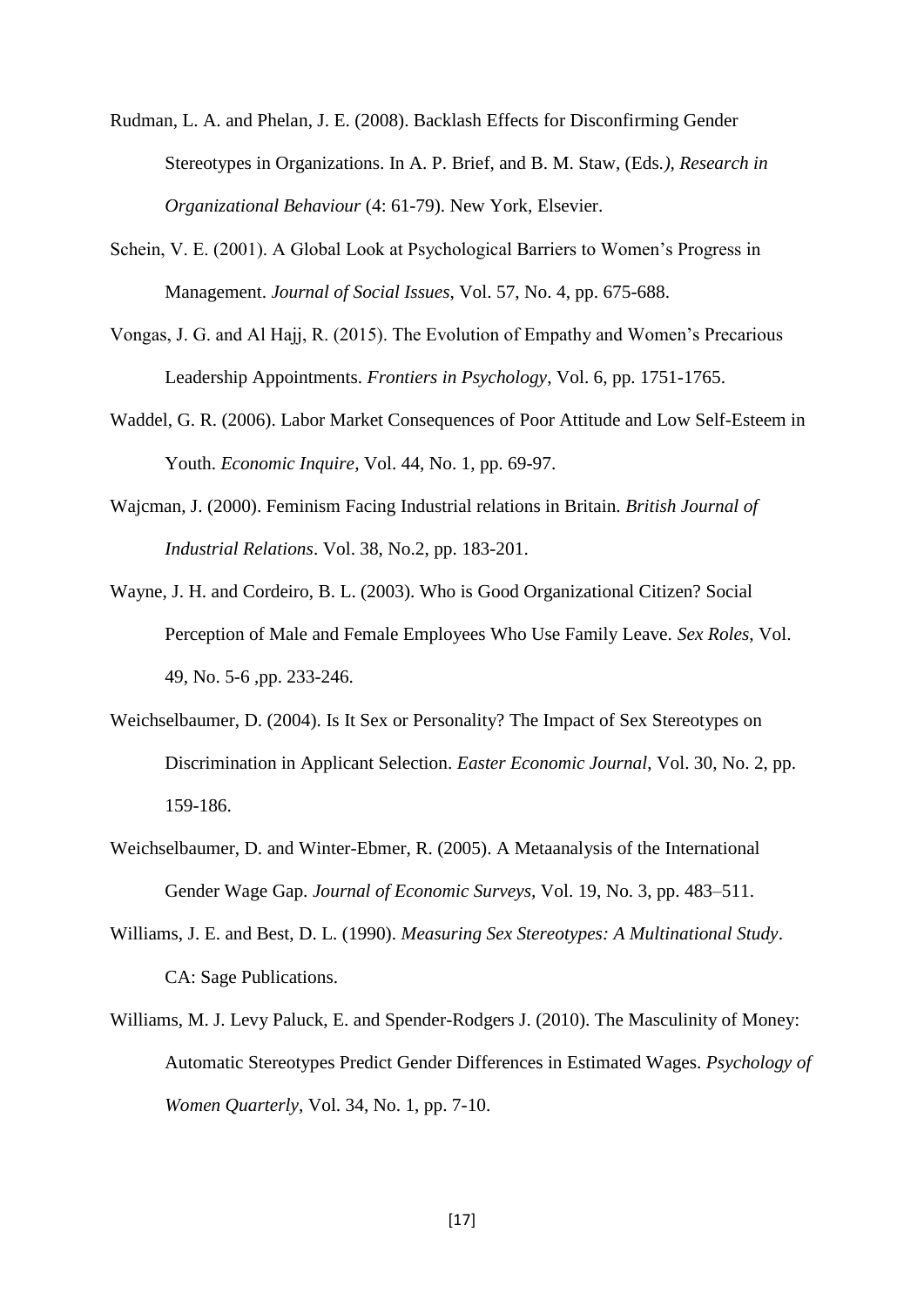Rudman, L. A. and Phelan, J. E. (2008). Backlash Effects for Disconfirming Gender Stereotypes in Organizations. In A. P. Brief, and B. M. Staw, (Eds*.), Research in Organizational Behaviour* (4: 61-79). New York, Elsevier.

Schein, V. E. (2001). A Global Look at Psychological Barriers to Women's Progress in Management. *Journal of Social Issues*, Vol. 57, No. 4, pp. 675-688.

Vongas, J. G. and Al Hajj, R. (2015). The Evolution of Empathy and Women's Precarious Leadership Appointments. *Frontiers in Psychology*, Vol. 6, pp. 1751-1765.

Waddel, G. R. (2006). Labor Market Consequences of Poor Attitude and Low Self-Esteem in Youth. *Economic Inquire*, Vol. 44, No. 1, pp. 69-97.

Wajcman, J. (2000). Feminism Facing Industrial relations in Britain. *British Journal of Industrial Relations*. Vol. 38, No.2, pp. 183-201.

Wayne, J. H. and Cordeiro, B. L. (2003). Who is Good Organizational Citizen? Social Perception of Male and Female Employees Who Use Family Leave. *Sex Roles*, Vol. 49, No. 5-6 ,pp. 233-246.

Weichselbaumer, D. (2004). Is It Sex or Personality? The Impact of Sex Stereotypes on Discrimination in Applicant Selection. *Easter Economic Journal*, Vol. 30, No. 2, pp. 159-186.

Weichselbaumer, D. and Winter-Ebmer, R. (2005). A Metaanalysis of the International Gender Wage Gap. *Journal of Economic Surveys*, Vol. 19, No. 3, pp. 483–511.

Williams, J. E. and Best, D. L. (1990). *Measuring Sex Stereotypes: A Multinational Study*. CA: Sage Publications.

Williams, M. J. Levy Paluck, E. and Spender-Rodgers J. (2010). The Masculinity of Money: Automatic Stereotypes Predict Gender Differences in Estimated Wages. *Psychology of Women Quarterly*, Vol. 34, No. 1, pp. 7-10.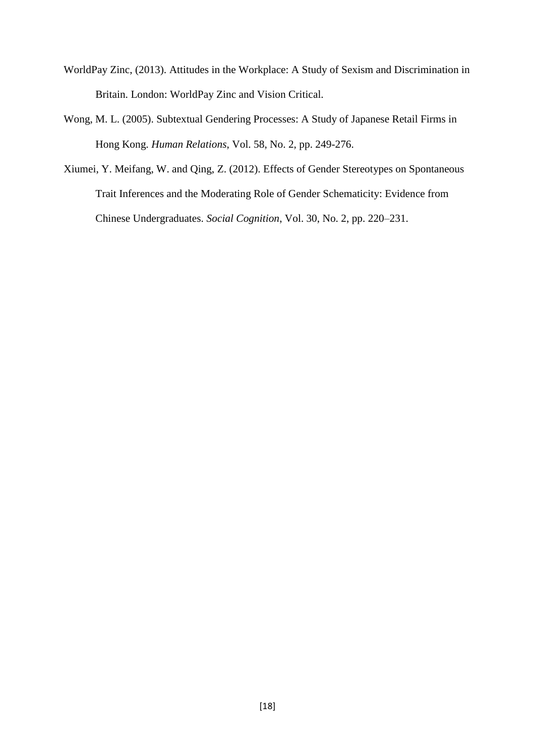WorldPay Zinc, (2013). Attitudes in the Workplace: A Study of Sexism and Discrimination in Britain. London: WorldPay Zinc and Vision Critical.

Wong, M. L. (2005). Subtextual Gendering Processes: A Study of Japanese Retail Firms in Hong Kong. *Human Relations*, Vol. 58, No. 2, pp. 249-276.

Xiumei, Y. Meifang, W. and Qing, Z. (2012). Effects of Gender Stereotypes on Spontaneous Trait Inferences and the Moderating Role of Gender Schematicity: Evidence from Chinese Undergraduates. *Social Cognition*, Vol. 30, No. 2, pp. 220–231.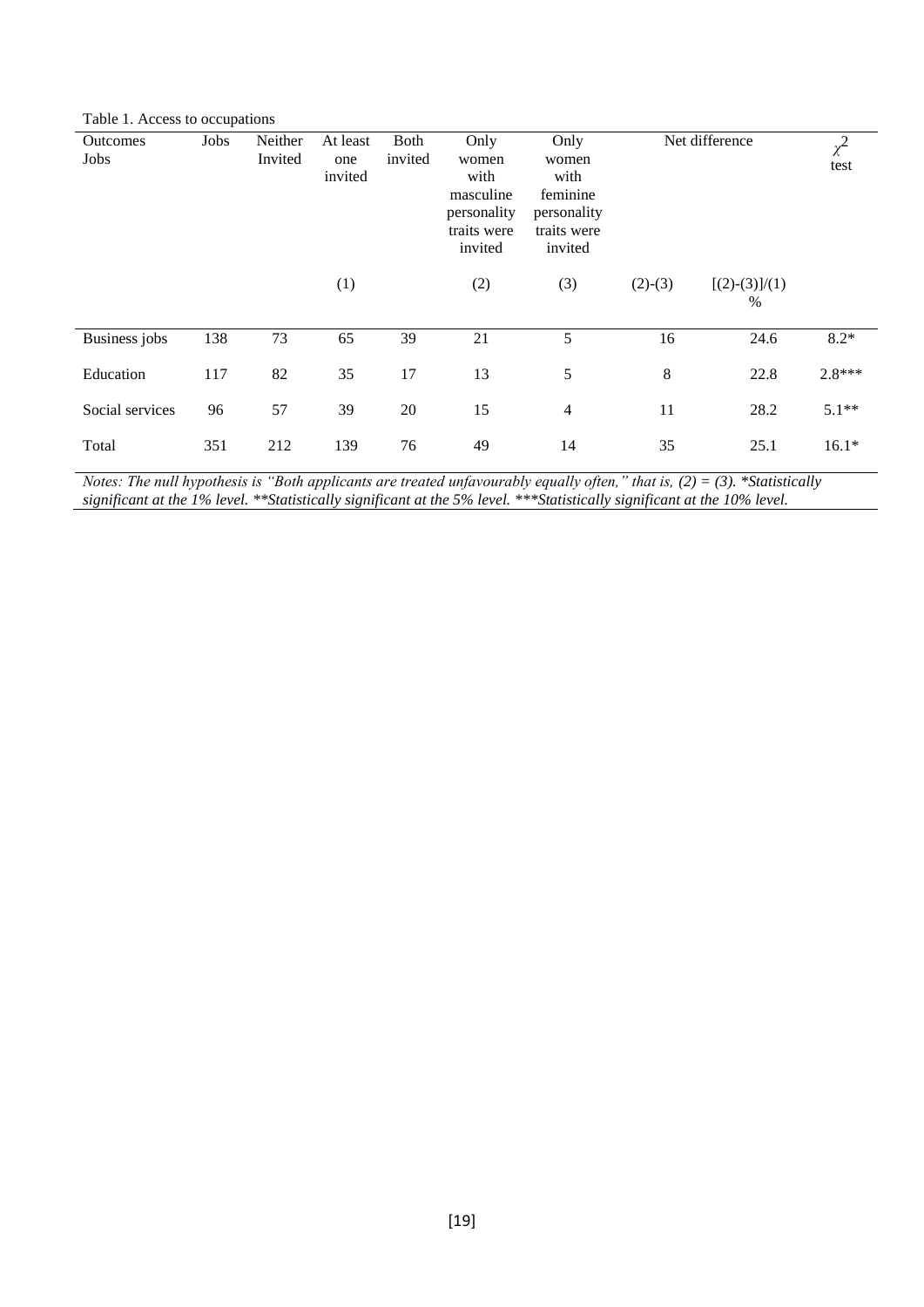Table 1. Access to occupations

| Outcomes Jobs | Jobs | Neither Invited | At least one invited | Both invited | Only women with masculine personality traits were invited | Only women with feminine personality traits were invited | Net difference | | $\chi^2$ test |
|---|---|---|---|---|---|---|---|---|---|
| | | | (1) | | (2) | (3) | (2)-(3) | [(2)-(3)]/(1) % | |
| Business jobs | 138 | 73 | 65 | 39 | 21 | 5 | 16 | 24.6 | 8.2* |
| Education | 117 | 82 | 35 | 17 | 13 | 5 | 8 | 22.8 | 2.8*** |
| Social services | 96 | 57 | 39 | 20 | 15 | 4 | 11 | 28.2 | 5.1** |
| Total | 351 | 212 | 139 | 76 | 49 | 14 | 35 | 25.1 | 16.1* |

*Notes: The null hypothesis is "Both applicants are treated unfavourably equally often," that is, (2) = (3). *Statistically significant at the 1% level. **Statistically significant at the 5% level. ***Statistically significant at the 10% level.*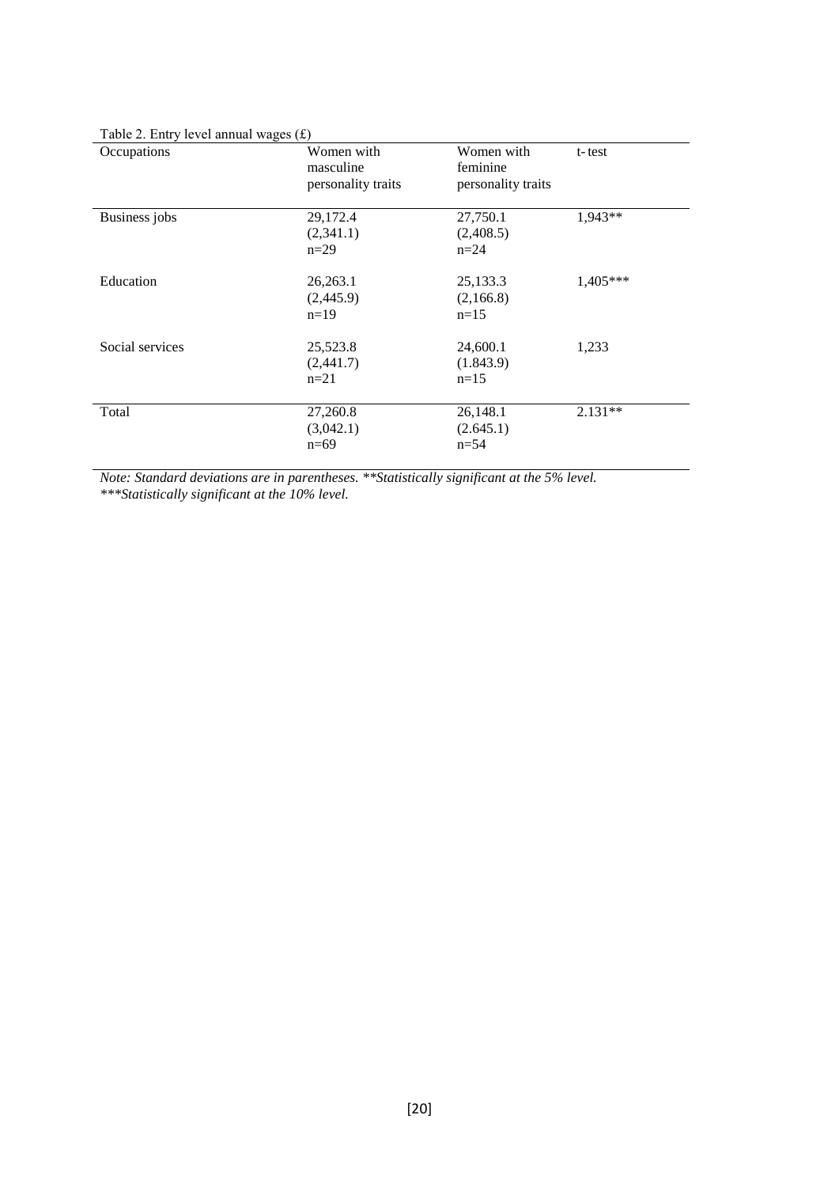Table 2. Entry level annual wages (£)

| Occupations | Women with masculine personality traits | Women with feminine personality traits | t- test |
|---|---|---|---|
| Business jobs | 29,172.4<br>(2,341.1)<br>n=29 | 27,750.1<br>(2,408.5)<br>n=24 | 1,943** |
| Education | 26,263.1<br>(2,445.9)<br>n=19 | 25,133.3<br>(2,166.8)<br>n=15 | 1,405*** |
| Social services | 25,523.8<br>(2,441.7)<br>n=21 | 24,600.1<br>(1.843.9)<br>n=15 | 1,233 |
| Total | 27,260.8<br>(3,042.1)<br>n=69 | 26,148.1<br>(2.645.1)<br>n=54 | 2.131** |

*Note: Standard deviations are in parentheses. **Statistically significant at the 5% level. ***Statistically significant at the 10% level.*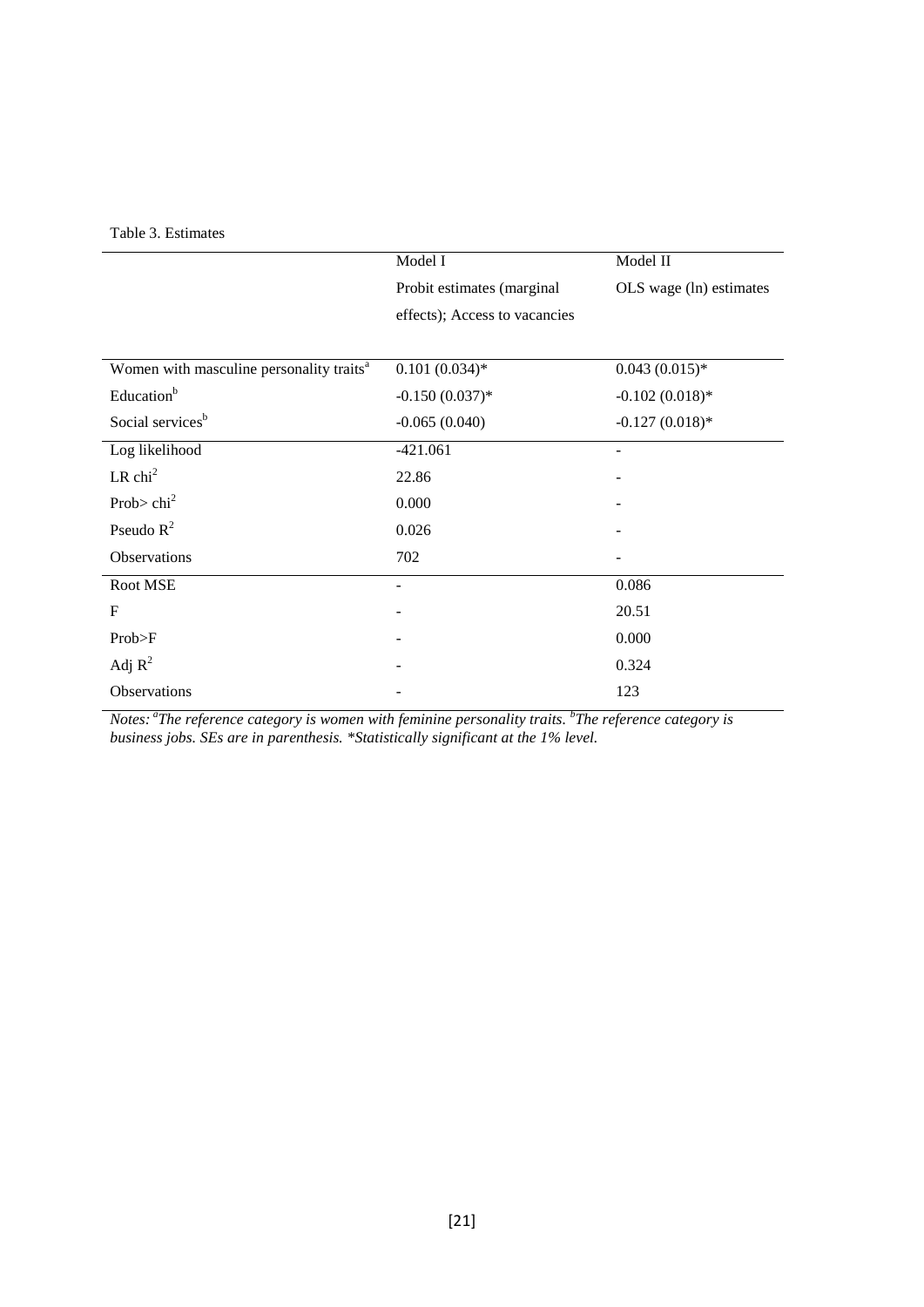Table 3. Estimates

| | Model I Probit estimates (marginal effects); Access to vacancies | Model II OLS wage (ln) estimates |
|---|---|---|
| Women with masculine personality traits[a] | 0.101 (0.034)* | 0.043 (0.015)* |
| Education[b] | -0.150 (0.037)* | -0.102 (0.018)* |
| Social services[b] | -0.065 (0.040) | -0.127 (0.018)* |
| Log likelihood | -421.061 | - |
| LR $chi^2$ | 22.86 | - |
| Prob> $chi^2$ | 0.000 | - |
| Pseudo $R^2$ | 0.026 | - |
| Observations | 702 | - |
| Root MSE | - | 0.086 |
| F | - | 20.51 |
| Prob>F | - | 0.000 |
| Adj $R^2$ | - | 0.324 |
| Observations | - | 123 |

*Notes: [a]The reference category is women with feminine personality traits. [b]The reference category is business jobs. SEs are in parenthesis. *Statistically significant at the 1% level.*